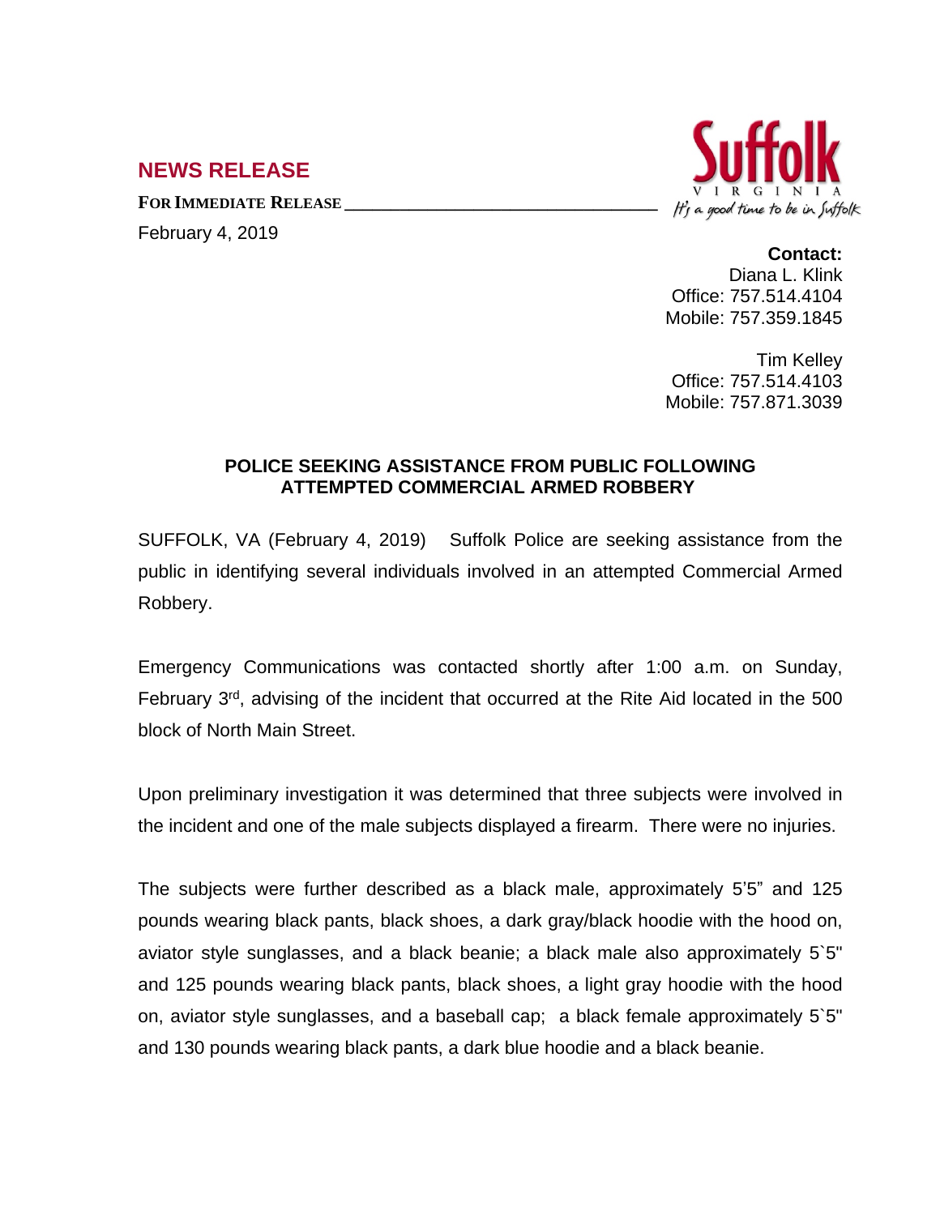## NEWS RELEASE

**FOR IMMEDIATE RELEASE**

February 4, 2019

Suffolk
VIRGINIA
*It's a good time to be in Suffolk*

**Contact:**
Diana L. Klink
Office: 757.514.4104
Mobile: 757.359.1845

Tim Kelley
Office: 757.514.4103
Mobile: 757.871.3039

### POLICE SEEKING ASSISTANCE FROM PUBLIC FOLLOWING ATTEMPTED COMMERCIAL ARMED ROBBERY

SUFFOLK, VA (February 4, 2019) Suffolk Police are seeking assistance from the public in identifying several individuals involved in an attempted Commercial Armed Robbery.

Emergency Communications was contacted shortly after 1:00 a.m. on Sunday, February 3rd, advising of the incident that occurred at the Rite Aid located in the 500 block of North Main Street.

Upon preliminary investigation it was determined that three subjects were involved in the incident and one of the male subjects displayed a firearm. There were no injuries.

The subjects were further described as a black male, approximately 5'5" and 125 pounds wearing black pants, black shoes, a dark gray/black hoodie with the hood on, aviator style sunglasses, and a black beanie; a black male also approximately 5`5" and 125 pounds wearing black pants, black shoes, a light gray hoodie with the hood on, aviator style sunglasses, and a baseball cap; a black female approximately 5`5" and 130 pounds wearing black pants, a dark blue hoodie and a black beanie.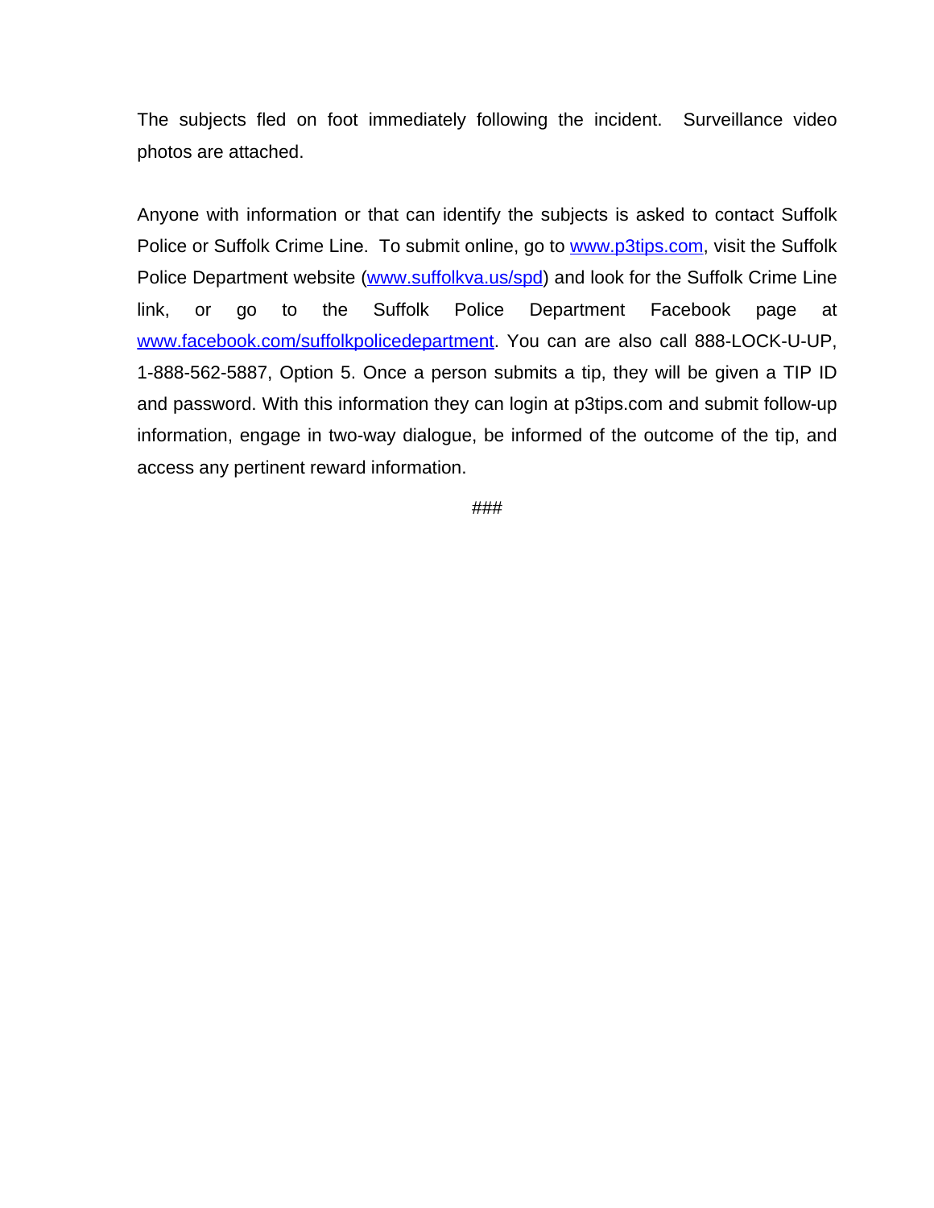The subjects fled on foot immediately following the incident.  Surveillance video photos are attached.

Anyone with information or that can identify the subjects is asked to contact Suffolk Police or Suffolk Crime Line.  To submit online, go to www.p3tips.com, visit the Suffolk Police Department website (www.suffolkva.us/spd) and look for the Suffolk Crime Line link, or go to the Suffolk Police Department Facebook page at www.facebook.com/suffolkpolicedepartment. You can are also call 888-LOCK-U-UP, 1-888-562-5887, Option 5. Once a person submits a tip, they will be given a TIP ID and password. With this information they can login at p3tips.com and submit follow-up information, engage in two-way dialogue, be informed of the outcome of the tip, and access any pertinent reward information.

###